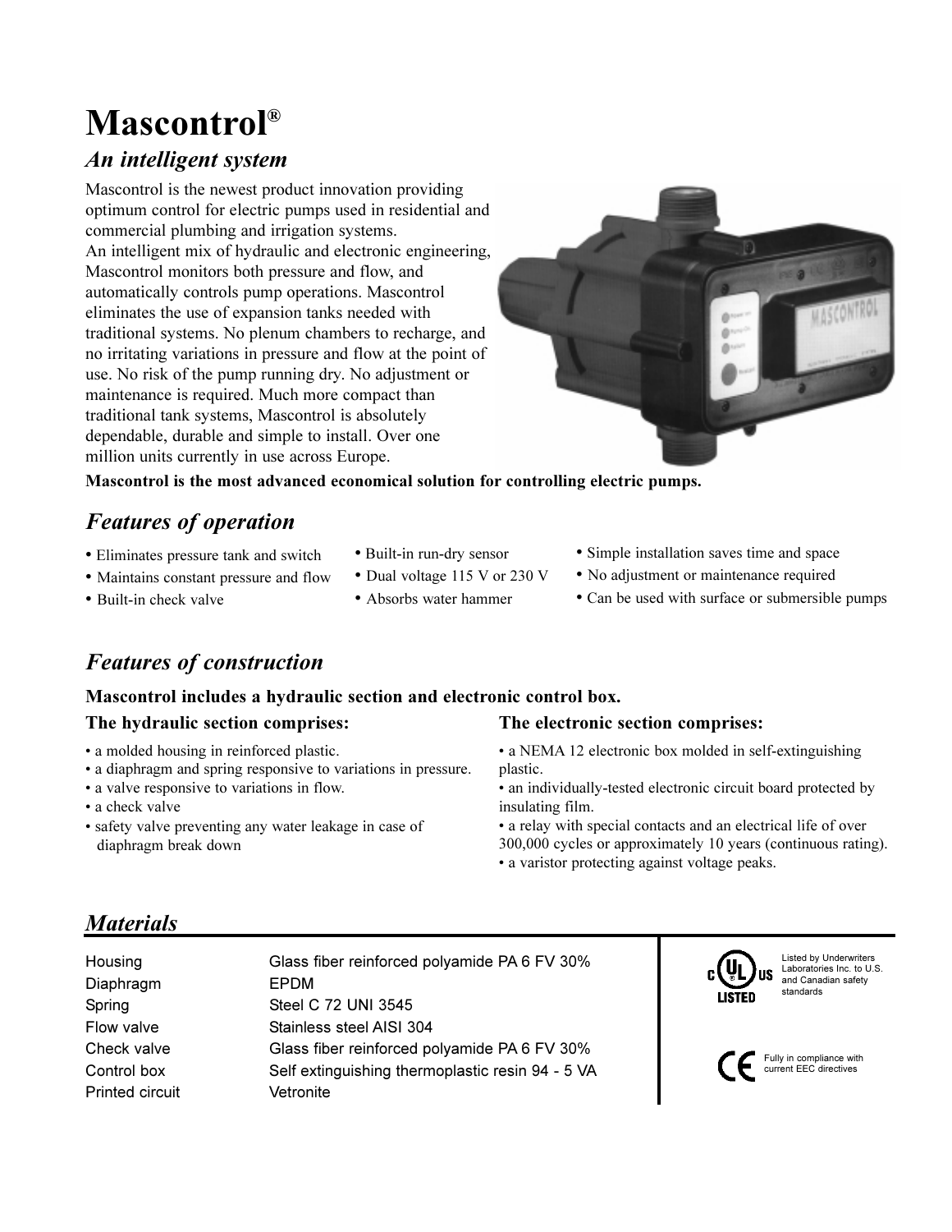# Mascontrol®

## *An intelligent system*

Mascontrol is the newest product innovation providing optimum control for electric pumps used in residential and commercial plumbing and irrigation systems.
An intelligent mix of hydraulic and electronic engineering, Mascontrol monitors both pressure and flow, and automatically controls pump operations. Mascontrol eliminates the use of expansion tanks needed with traditional systems. No plenum chambers to recharge, and no irritating variations in pressure and flow at the point of use. No risk of the pump running dry. No adjustment or maintenance is required. Much more compact than traditional tank systems, Mascontrol is absolutely dependable, durable and simple to install. Over one million units currently in use across Europe.

**Mascontrol is the most advanced economical solution for controlling electric pumps.**

## *Features of operation*

- Eliminates pressure tank and switch
- Maintains constant pressure and flow
- Built-in check valve
- Built-in run-dry sensor
- Dual voltage 115 V or 230 V
- Absorbs water hammer
- Simple installation saves time and space
- No adjustment or maintenance required
- Can be used with surface or submersible pumps

## *Features of construction*

**Mascontrol includes a hydraulic section and electronic control box.**

### The hydraulic section comprises:

- a molded housing in reinforced plastic.
- a diaphragm and spring responsive to variations in pressure.
- a valve responsive to variations in flow.
- a check valve
- safety valve preventing any water leakage in case of diaphragm break down

### The electronic section comprises:

- a NEMA 12 electronic box molded in self-extinguishing plastic.
- an individually-tested electronic circuit board protected by insulating film.
- a relay with special contacts and an electrical life of over 300,000 cycles or approximately 10 years (continuous rating).
- a varistor protecting against voltage peaks.

## *Materials*

| | |
|---|---|
| Housing | Glass fiber reinforced polyamide PA 6 FV 30% |
| Diaphragm | EPDM |
| Spring | Steel C 72 UNI 3545 |
| Flow valve | Stainless steel AISI 304 |
| Check valve | Glass fiber reinforced polyamide PA 6 FV 30% |
| Control box | Self extinguishing thermoplastic resin 94 - 5 VA |
| Printed circuit | Vetronite |

Listed by Underwriters Laboratories Inc. to U.S. and Canadian safety standards

Fully in compliance with current EEC directives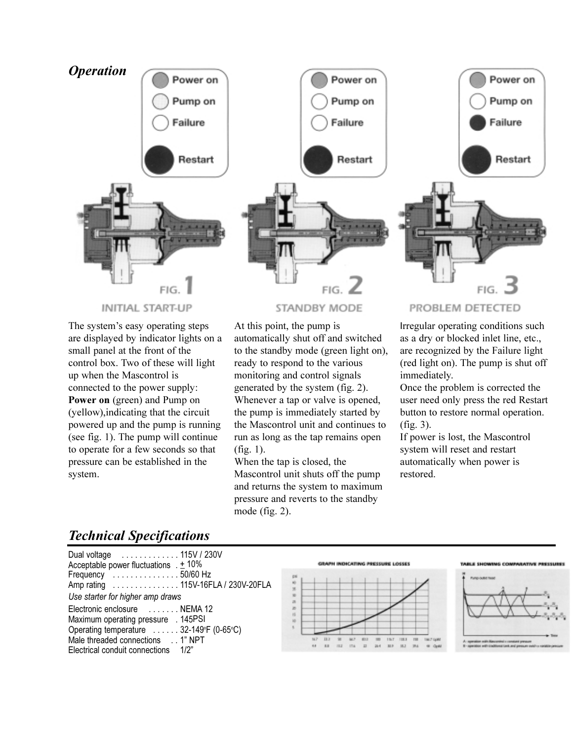## *Operation*

FIG. 1
INITIAL START-UP

FIG. 2
STANDBY MODE

FIG. 3
PROBLEM DETECTED

The system's easy operating steps are displayed by indicator lights on a small panel at the front of the control box. Two of these will light up when the Mascontrol is connected to the power supply: **Power on** (green) and Pump on (yellow),indicating that the circuit powered up and the pump is running (see fig. 1). The pump will continue to operate for a few seconds so that pressure can be established in the system.

At this point, the pump is automatically shut off and switched to the standby mode (green light on), ready to respond to the various monitoring and control signals generated by the system (fig. 2). Whenever a tap or valve is opened, the pump is immediately started by the Mascontrol unit and continues to run as long as the tap remains open (fig. 1).
When the tap is closed, the Mascontrol unit shuts off the pump and returns the system to maximum pressure and reverts to the standby mode (fig. 2).

Irregular operating conditions such as a dry or blocked inlet line, etc., are recognized by the Failure light (red light on). The pump is shut off immediately.
Once the problem is corrected the user need only press the red Restart button to restore normal operation. (fig. 3).
If power is lost, the Mascontrol system will reset and restart automatically when power is restored.

## *Technical Specifications*

Dual voltage ............. 115V / 230V
Acceptable power fluctuations . ± 10%
Frequency ............... 50/60 Hz
Amp rating ............... 115V-16FLA / 230V-20FLA
*Use starter for higher amp draws*
Electronic enclosure ....... NEMA 12
Maximum operating pressure . 145PSI
Operating temperature ...... 32-149°F (0-65°C)
Male threaded connections . . 1" NPT
Electrical conduit connections 1/2"

GRAPH INDICATING PRESSURE LOSSES

TABLE SHOWING COMPARATIVE PRESSURES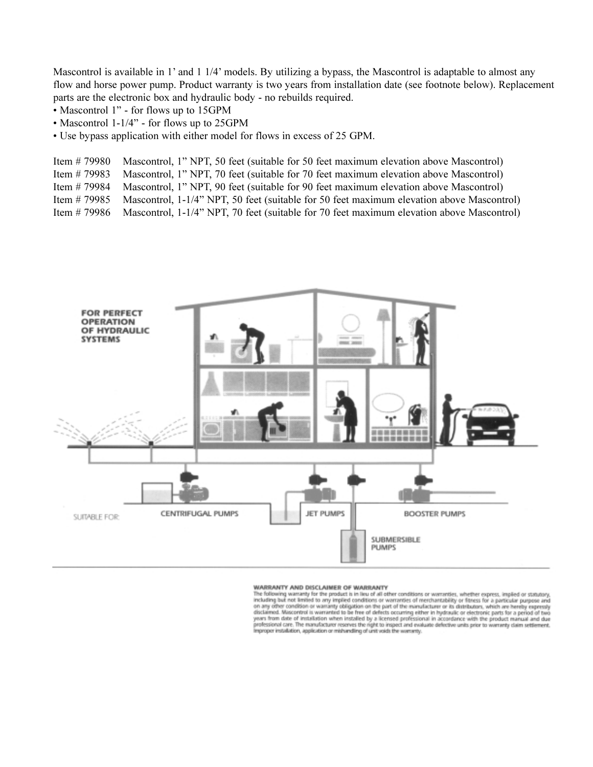Mascontrol is available in 1' and 1 1/4' models. By utilizing a bypass, the Mascontrol is adaptable to almost any flow and horse power pump. Product warranty is two years from installation date (see footnote below). Replacement parts are the electronic box and hydraulic body - no rebuilds required.

- Mascontrol 1" - for flows up to 15GPM
- Mascontrol 1-1/4" - for flows up to 25GPM
- Use bypass application with either model for flows in excess of 25 GPM.

Item # 79980 Mascontrol, 1" NPT, 50 feet (suitable for 50 feet maximum elevation above Mascontrol)
Item # 79983 Mascontrol, 1" NPT, 70 feet (suitable for 70 feet maximum elevation above Mascontrol)
Item # 79984 Mascontrol, 1" NPT, 90 feet (suitable for 90 feet maximum elevation above Mascontrol)
Item # 79985 Mascontrol, 1-1/4" NPT, 50 feet (suitable for 50 feet maximum elevation above Mascontrol)
Item # 79986 Mascontrol, 1-1/4" NPT, 70 feet (suitable for 70 feet maximum elevation above Mascontrol)

FOR PERFECT OPERATION OF HYDRAULIC SYSTEMS

SUITABLE FOR: CENTRIFUGAL PUMPS, JET PUMPS, BOOSTER PUMPS, SUBMERSIBLE PUMPS

**WARRANTY AND DISCLAIMER OF WARRANTY**

The following warranty for the product is in lieu of all other conditions or warranties, whether express, implied or statutory, including but not limited to any implied conditions or warranties of merchantability or fitness for a particular purpose and on any other condition or warranty obligation on the part of the manufacturer or its distributors, which are hereby expressly disclaimed. Mascontrol is warranted to be free of defects occurring either in hydraulic or electronic parts for a period of two years from date of installation when installed by a licensed professional in accordance with the product manual and due professional care. The manufacturer reserves the right to inspect and evaluate defective units prior to warranty claim settlement. Improper installation, application or mishandling of unit voids the warranty.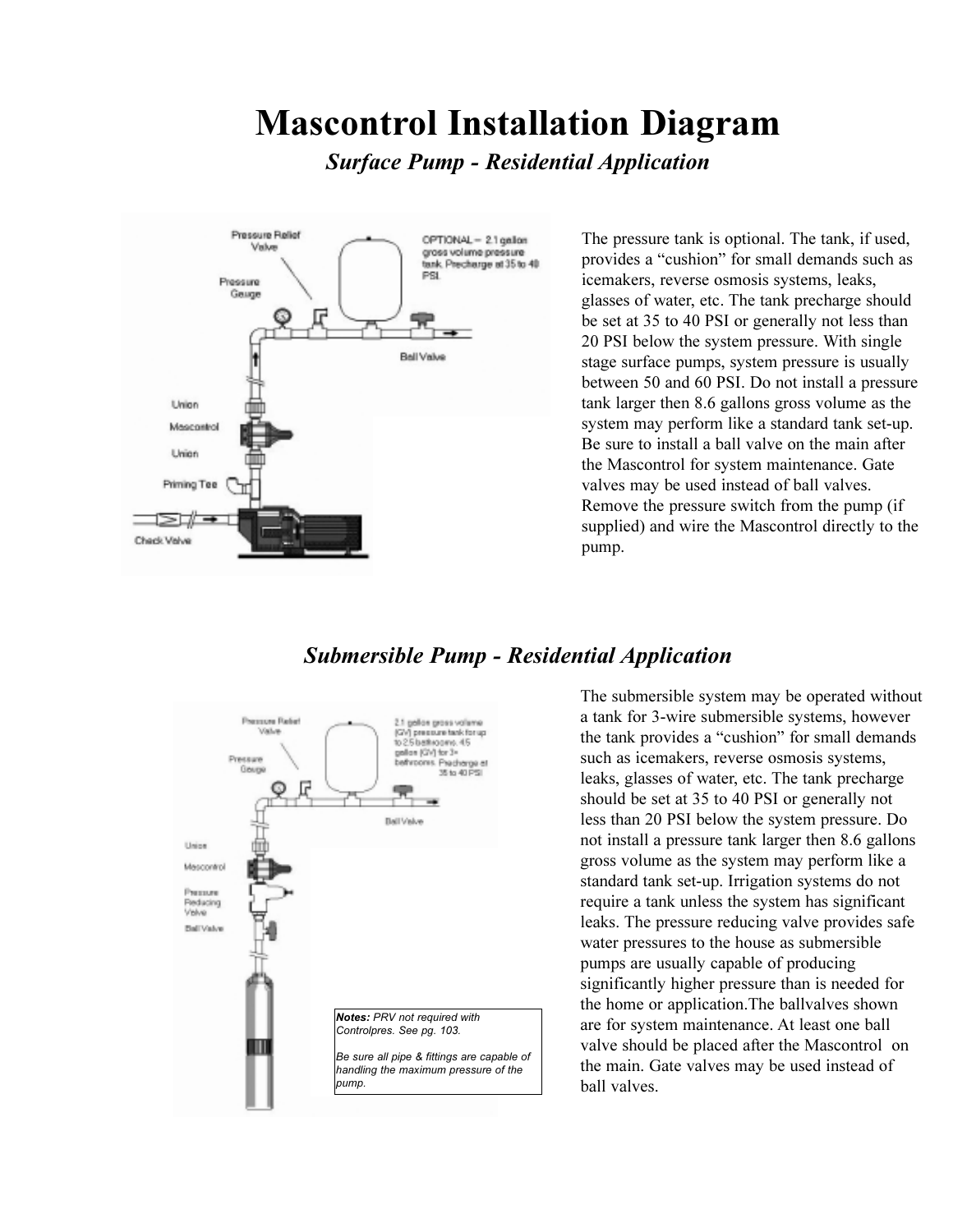# Mascontrol Installation Diagram

## *Surface Pump - Residential Application*

The pressure tank is optional. The tank, if used, provides a "cushion" for small demands such as icemakers, reverse osmosis systems, leaks, glasses of water, etc. The tank precharge should be set at 35 to 40 PSI or generally not less than 20 PSI below the system pressure. With single stage surface pumps, system pressure is usually between 50 and 60 PSI. Do not install a pressure tank larger then 8.6 gallons gross volume as the system may perform like a standard tank set-up. Be sure to install a ball valve on the main after the Mascontrol for system maintenance. Gate valves may be used instead of ball valves. Remove the pressure switch from the pump (if supplied) and wire the Mascontrol directly to the pump.

## *Submersible Pump - Residential Application*

**Notes:** *PRV not required with Controlpres. See pg. 103.*

*Be sure all pipe & fittings are capable of handling the maximum pressure of the pump.*

The submersible system may be operated without a tank for 3-wire submersible systems, however the tank provides a "cushion" for small demands such as icemakers, reverse osmosis systems, leaks, glasses of water, etc. The tank precharge should be set at 35 to 40 PSI or generally not less than 20 PSI below the system pressure. Do not install a pressure tank larger then 8.6 gallons gross volume as the system may perform like a standard tank set-up. Irrigation systems do not require a tank unless the system has significant leaks. The pressure reducing valve provides safe water pressures to the house as submersible pumps are usually capable of producing significantly higher pressure than is needed for the home or application.The ballvalves shown are for system maintenance. At least one ball valve should be placed after the Mascontrol on the main. Gate valves may be used instead of ball valves.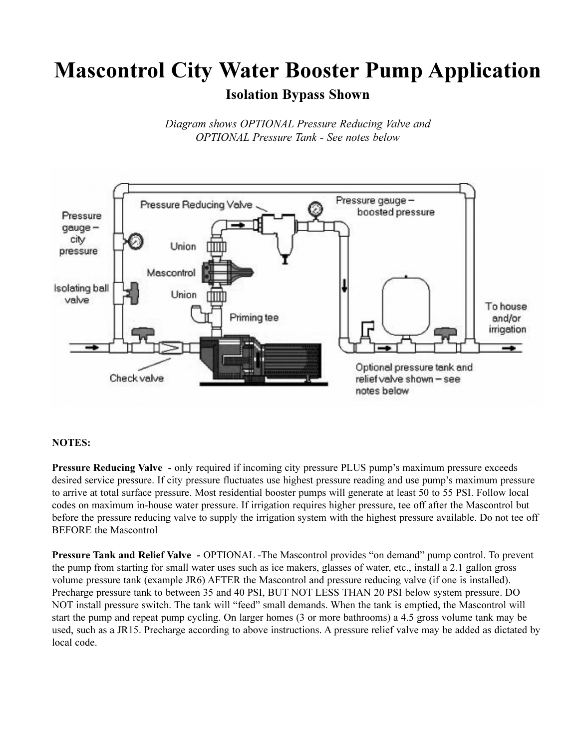# Mascontrol City Water Booster Pump Application

## Isolation Bypass Shown

*Diagram shows OPTIONAL Pressure Reducing Valve and OPTIONAL Pressure Tank - See notes below*

Pressure Reducing Valve

Pressure gauge – boosted pressure

Pressure gauge – city pressure

Union

Mascontrol

Isolating ball valve

Union

Priming tee

To house and/or irrigation

Check valve

Optional pressure tank and relief valve shown – see notes below

**NOTES:**

**Pressure Reducing Valve -** only required if incoming city pressure PLUS pump's maximum pressure exceeds desired service pressure. If city pressure fluctuates use highest pressure reading and use pump's maximum pressure to arrive at total surface pressure. Most residential booster pumps will generate at least 50 to 55 PSI. Follow local codes on maximum in-house water pressure. If irrigation requires higher pressure, tee off after the Mascontrol but before the pressure reducing valve to supply the irrigation system with the highest pressure available. Do not tee off BEFORE the Mascontrol

**Pressure Tank and Relief Valve -** OPTIONAL -The Mascontrol provides "on demand" pump control. To prevent the pump from starting for small water uses such as ice makers, glasses of water, etc., install a 2.1 gallon gross volume pressure tank (example JR6) AFTER the Mascontrol and pressure reducing valve (if one is installed). Precharge pressure tank to between 35 and 40 PSI, BUT NOT LESS THAN 20 PSI below system pressure. DO NOT install pressure switch. The tank will "feed" small demands. When the tank is emptied, the Mascontrol will start the pump and repeat pump cycling. On larger homes (3 or more bathrooms) a 4.5 gross volume tank may be used, such as a JR15. Precharge according to above instructions. A pressure relief valve may be added as dictated by local code.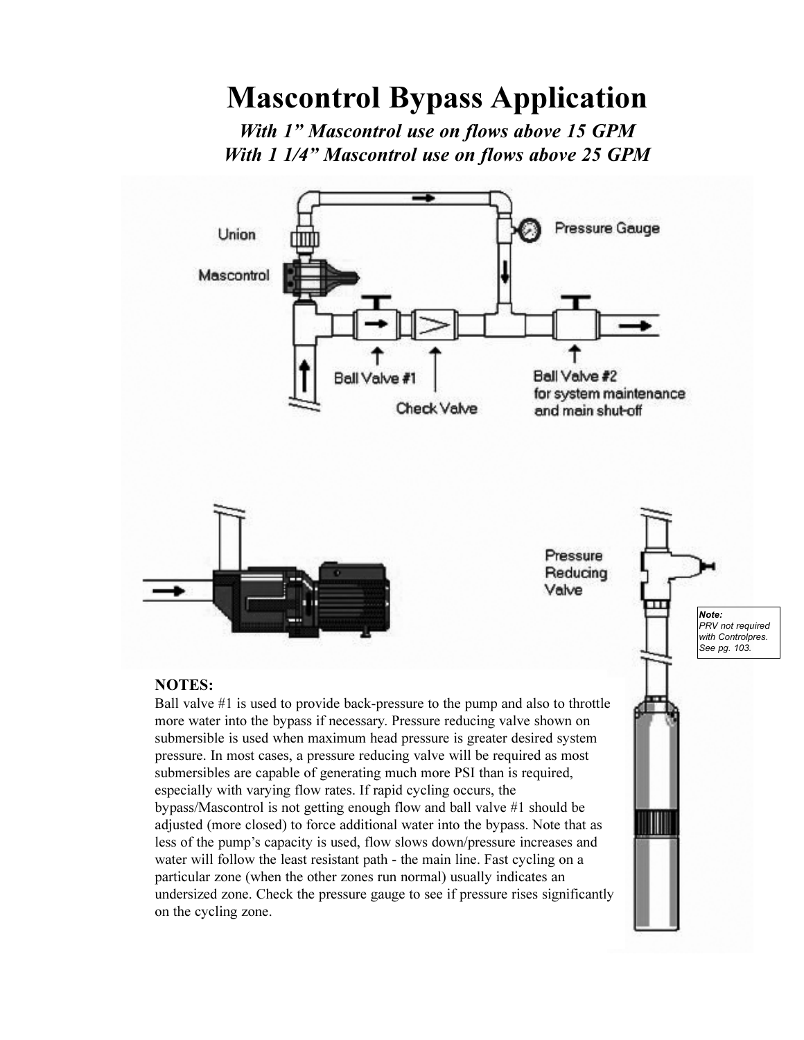# Mascontrol Bypass Application

***With 1" Mascontrol use on flows above 15 GPM***
***With 1 1/4" Mascontrol use on flows above 25 GPM***

Union

Mascontrol

Pressure Gauge

Ball Valve #1

Check Valve

Ball Valve #2
for system maintenance
and main shut-off

Pressure
Reducing
Valve

***Note:***
*PRV not required with Controlpres. See pg. 103.*

**NOTES:**

Ball valve #1 is used to provide back-pressure to the pump and also to throttle more water into the bypass if necessary. Pressure reducing valve shown on submersible is used when maximum head pressure is greater desired system pressure. In most cases, a pressure reducing valve will be required as most submersibles are capable of generating much more PSI than is required, especially with varying flow rates. If rapid cycling occurs, the bypass/Mascontrol is not getting enough flow and ball valve #1 should be adjusted (more closed) to force additional water into the bypass. Note that as less of the pump's capacity is used, flow slows down/pressure increases and water will follow the least resistant path - the main line. Fast cycling on a particular zone (when the other zones run normal) usually indicates an undersized zone. Check the pressure gauge to see if pressure rises significantly on the cycling zone.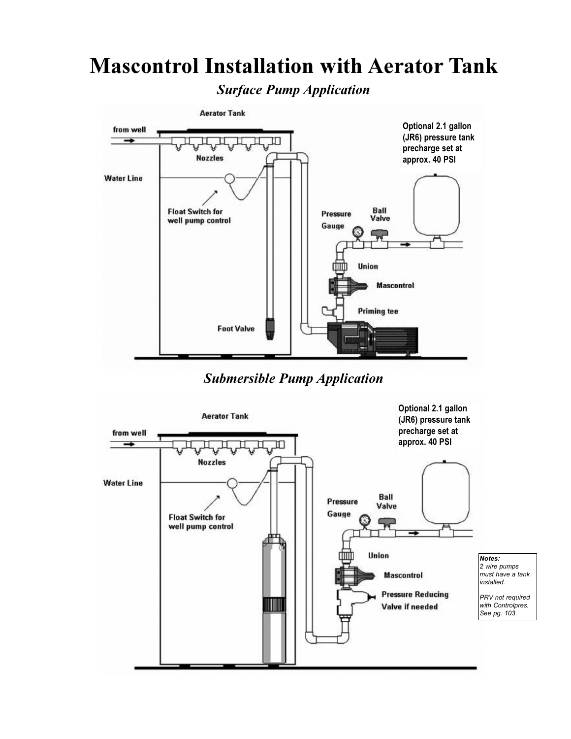# Mascontrol Installation with Aerator Tank

*Surface Pump Application*

Aerator Tank

from well

Nozzles

Water Line

Float Switch for well pump control

Foot Valve

Optional 2.1 gallon (JR6) pressure tank precharge set at approx. 40 PSI

Pressure Gauge

Ball Valve

Union

Mascontrol

Priming tee

*Submersible Pump Application*

Aerator Tank

from well

Nozzles

Water Line

Float Switch for well pump control

Optional 2.1 gallon (JR6) pressure tank precharge set at approx. 40 PSI

Pressure Gauge

Ball Valve

Union

Mascontrol

Pressure Reducing Valve if needed

***Notes:***
*2 wire pumps must have a tank installed.*

*PRV not required with Controlpres. See pg. 103.*